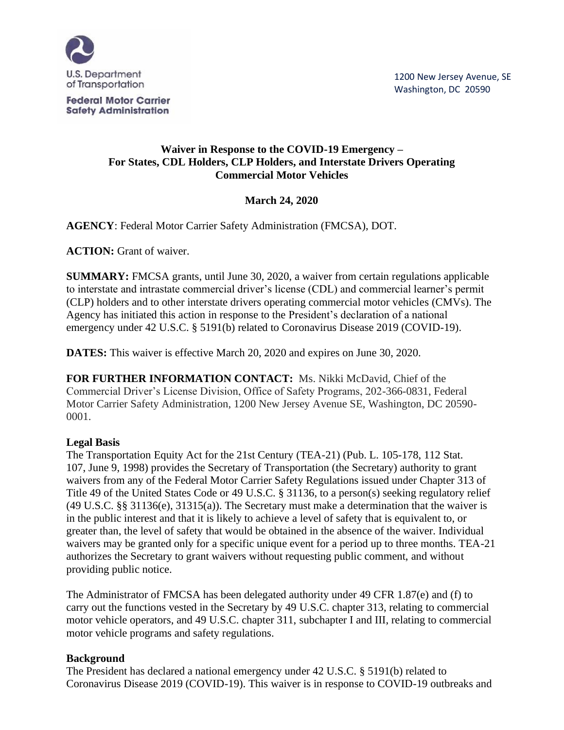U.S. Department of Transportation

**Federal Motor Carrier Safety Administration**

1200 New Jersey Avenue, SE
Washington, DC 20590

**Waiver in Response to the COVID-19 Emergency – For States, CDL Holders, CLP Holders, and Interstate Drivers Operating Commercial Motor Vehicles**

**March 24, 2020**

**AGENCY**: Federal Motor Carrier Safety Administration (FMCSA), DOT.

**ACTION:** Grant of waiver.

**SUMMARY:** FMCSA grants, until June 30, 2020, a waiver from certain regulations applicable to interstate and intrastate commercial driver's license (CDL) and commercial learner's permit (CLP) holders and to other interstate drivers operating commercial motor vehicles (CMVs). The Agency has initiated this action in response to the President's declaration of a national emergency under 42 U.S.C. § 5191(b) related to Coronavirus Disease 2019 (COVID-19).

**DATES:** This waiver is effective March 20, 2020 and expires on June 30, 2020.

**FOR FURTHER INFORMATION CONTACT:** Ms. Nikki McDavid, Chief of the Commercial Driver's License Division, Office of Safety Programs, 202-366-0831, Federal Motor Carrier Safety Administration, 1200 New Jersey Avenue SE, Washington, DC 20590-0001.

**Legal Basis**

The Transportation Equity Act for the 21st Century (TEA-21) (Pub. L. 105-178, 112 Stat. 107, June 9, 1998) provides the Secretary of Transportation (the Secretary) authority to grant waivers from any of the Federal Motor Carrier Safety Regulations issued under Chapter 313 of Title 49 of the United States Code or 49 U.S.C. § 31136, to a person(s) seeking regulatory relief (49 U.S.C. §§ 31136(e), 31315(a)). The Secretary must make a determination that the waiver is in the public interest and that it is likely to achieve a level of safety that is equivalent to, or greater than, the level of safety that would be obtained in the absence of the waiver. Individual waivers may be granted only for a specific unique event for a period up to three months. TEA-21 authorizes the Secretary to grant waivers without requesting public comment, and without providing public notice.

The Administrator of FMCSA has been delegated authority under 49 CFR 1.87(e) and (f) to carry out the functions vested in the Secretary by 49 U.S.C. chapter 313, relating to commercial motor vehicle operators, and 49 U.S.C. chapter 311, subchapter I and III, relating to commercial motor vehicle programs and safety regulations.

**Background**

The President has declared a national emergency under 42 U.S.C. § 5191(b) related to Coronavirus Disease 2019 (COVID-19). This waiver is in response to COVID-19 outbreaks and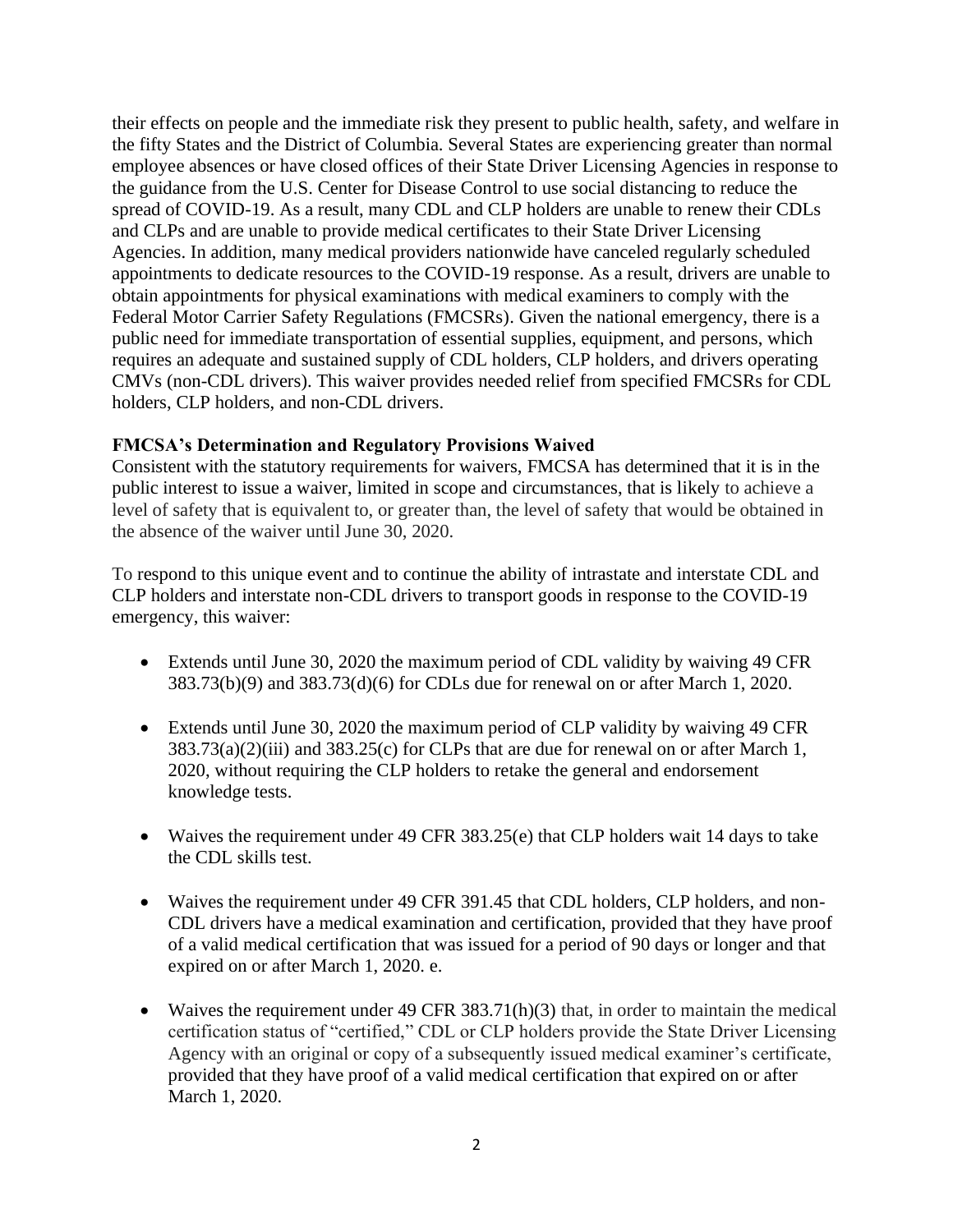their effects on people and the immediate risk they present to public health, safety, and welfare in the fifty States and the District of Columbia. Several States are experiencing greater than normal employee absences or have closed offices of their State Driver Licensing Agencies in response to the guidance from the U.S. Center for Disease Control to use social distancing to reduce the spread of COVID-19. As a result, many CDL and CLP holders are unable to renew their CDLs and CLPs and are unable to provide medical certificates to their State Driver Licensing Agencies. In addition, many medical providers nationwide have canceled regularly scheduled appointments to dedicate resources to the COVID-19 response. As a result, drivers are unable to obtain appointments for physical examinations with medical examiners to comply with the Federal Motor Carrier Safety Regulations (FMCSRs). Given the national emergency, there is a public need for immediate transportation of essential supplies, equipment, and persons, which requires an adequate and sustained supply of CDL holders, CLP holders, and drivers operating CMVs (non-CDL drivers). This waiver provides needed relief from specified FMCSRs for CDL holders, CLP holders, and non-CDL drivers.

**FMCSA's Determination and Regulatory Provisions Waived**

Consistent with the statutory requirements for waivers, FMCSA has determined that it is in the public interest to issue a waiver, limited in scope and circumstances, that is likely to achieve a level of safety that is equivalent to, or greater than, the level of safety that would be obtained in the absence of the waiver until June 30, 2020.

To respond to this unique event and to continue the ability of intrastate and interstate CDL and CLP holders and interstate non-CDL drivers to transport goods in response to the COVID-19 emergency, this waiver:

- Extends until June 30, 2020 the maximum period of CDL validity by waiving 49 CFR 383.73(b)(9) and 383.73(d)(6) for CDLs due for renewal on or after March 1, 2020.

- Extends until June 30, 2020 the maximum period of CLP validity by waiving 49 CFR 383.73(a)(2)(iii) and 383.25(c) for CLPs that are due for renewal on or after March 1, 2020, without requiring the CLP holders to retake the general and endorsement knowledge tests.

- Waives the requirement under 49 CFR 383.25(e) that CLP holders wait 14 days to take the CDL skills test.

- Waives the requirement under 49 CFR 391.45 that CDL holders, CLP holders, and non-CDL drivers have a medical examination and certification, provided that they have proof of a valid medical certification that was issued for a period of 90 days or longer and that expired on or after March 1, 2020. e.

- Waives the requirement under 49 CFR 383.71(h)(3) that, in order to maintain the medical certification status of "certified," CDL or CLP holders provide the State Driver Licensing Agency with an original or copy of a subsequently issued medical examiner's certificate, provided that they have proof of a valid medical certification that expired on or after March 1, 2020.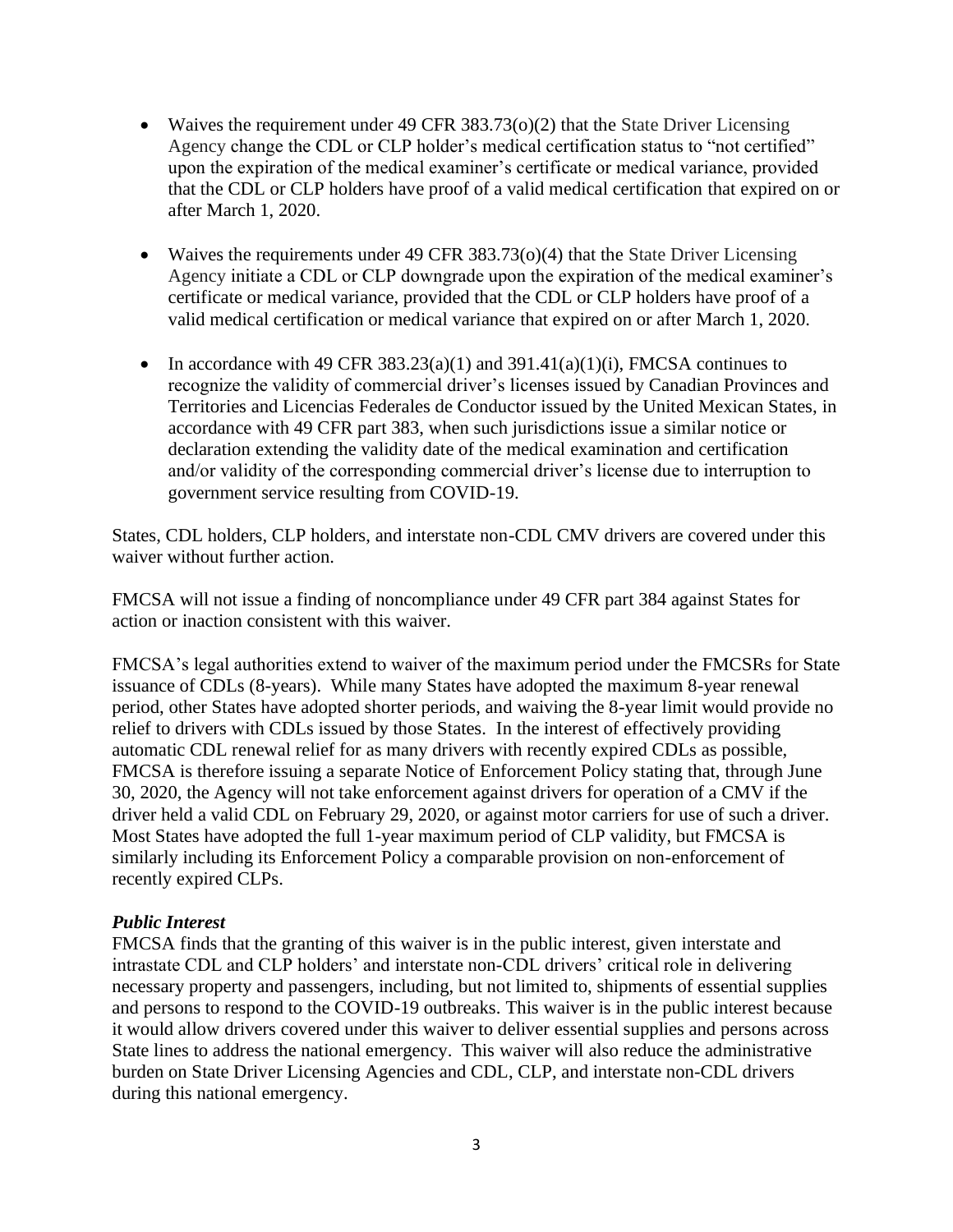- Waives the requirement under 49 CFR 383.73(o)(2) that the State Driver Licensing Agency change the CDL or CLP holder's medical certification status to "not certified" upon the expiration of the medical examiner's certificate or medical variance, provided that the CDL or CLP holders have proof of a valid medical certification that expired on or after March 1, 2020.

- Waives the requirements under 49 CFR 383.73(o)(4) that the State Driver Licensing Agency initiate a CDL or CLP downgrade upon the expiration of the medical examiner's certificate or medical variance, provided that the CDL or CLP holders have proof of a valid medical certification or medical variance that expired on or after March 1, 2020.

- In accordance with 49 CFR 383.23(a)(1) and 391.41(a)(1)(i), FMCSA continues to recognize the validity of commercial driver's licenses issued by Canadian Provinces and Territories and Licencias Federales de Conductor issued by the United Mexican States, in accordance with 49 CFR part 383, when such jurisdictions issue a similar notice or declaration extending the validity date of the medical examination and certification and/or validity of the corresponding commercial driver's license due to interruption to government service resulting from COVID-19.

States, CDL holders, CLP holders, and interstate non-CDL CMV drivers are covered under this waiver without further action.

FMCSA will not issue a finding of noncompliance under 49 CFR part 384 against States for action or inaction consistent with this waiver.

FMCSA's legal authorities extend to waiver of the maximum period under the FMCSRs for State issuance of CDLs (8-years). While many States have adopted the maximum 8-year renewal period, other States have adopted shorter periods, and waiving the 8-year limit would provide no relief to drivers with CDLs issued by those States. In the interest of effectively providing automatic CDL renewal relief for as many drivers with recently expired CDLs as possible, FMCSA is therefore issuing a separate Notice of Enforcement Policy stating that, through June 30, 2020, the Agency will not take enforcement against drivers for operation of a CMV if the driver held a valid CDL on February 29, 2020, or against motor carriers for use of such a driver. Most States have adopted the full 1-year maximum period of CLP validity, but FMCSA is similarly including its Enforcement Policy a comparable provision on non-enforcement of recently expired CLPs.

***Public Interest***

FMCSA finds that the granting of this waiver is in the public interest, given interstate and intrastate CDL and CLP holders' and interstate non-CDL drivers' critical role in delivering necessary property and passengers, including, but not limited to, shipments of essential supplies and persons to respond to the COVID-19 outbreaks. This waiver is in the public interest because it would allow drivers covered under this waiver to deliver essential supplies and persons across State lines to address the national emergency. This waiver will also reduce the administrative burden on State Driver Licensing Agencies and CDL, CLP, and interstate non-CDL drivers during this national emergency.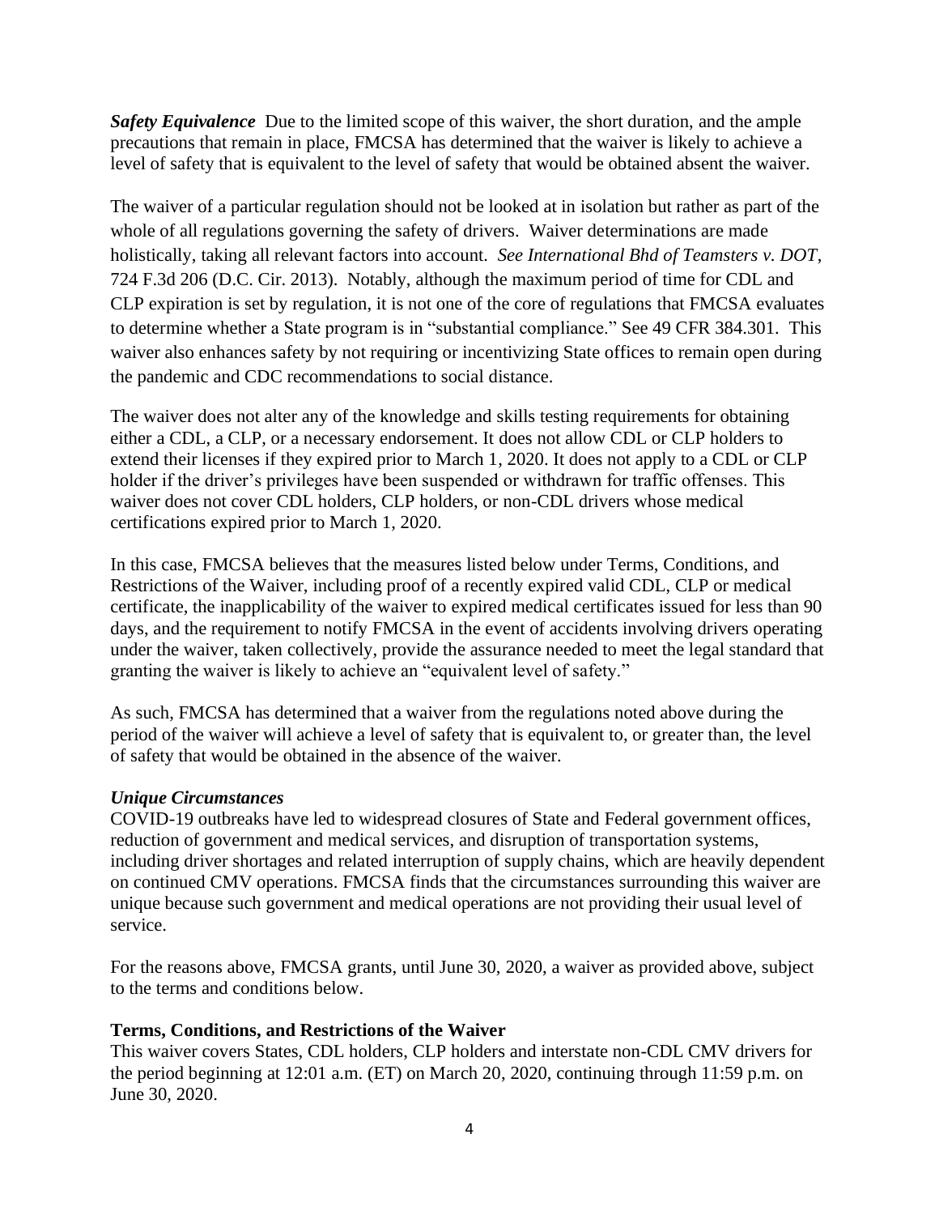***Safety Equivalence*** Due to the limited scope of this waiver, the short duration, and the ample precautions that remain in place, FMCSA has determined that the waiver is likely to achieve a level of safety that is equivalent to the level of safety that would be obtained absent the waiver.

The waiver of a particular regulation should not be looked at in isolation but rather as part of the whole of all regulations governing the safety of drivers. Waiver determinations are made holistically, taking all relevant factors into account. *See International Bhd of Teamsters v. DOT*, 724 F.3d 206 (D.C. Cir. 2013). Notably, although the maximum period of time for CDL and CLP expiration is set by regulation, it is not one of the core of regulations that FMCSA evaluates to determine whether a State program is in "substantial compliance." See 49 CFR 384.301. This waiver also enhances safety by not requiring or incentivizing State offices to remain open during the pandemic and CDC recommendations to social distance.

The waiver does not alter any of the knowledge and skills testing requirements for obtaining either a CDL, a CLP, or a necessary endorsement. It does not allow CDL or CLP holders to extend their licenses if they expired prior to March 1, 2020. It does not apply to a CDL or CLP holder if the driver's privileges have been suspended or withdrawn for traffic offenses. This waiver does not cover CDL holders, CLP holders, or non-CDL drivers whose medical certifications expired prior to March 1, 2020.

In this case, FMCSA believes that the measures listed below under Terms, Conditions, and Restrictions of the Waiver, including proof of a recently expired valid CDL, CLP or medical certificate, the inapplicability of the waiver to expired medical certificates issued for less than 90 days, and the requirement to notify FMCSA in the event of accidents involving drivers operating under the waiver, taken collectively, provide the assurance needed to meet the legal standard that granting the waiver is likely to achieve an "equivalent level of safety."

As such, FMCSA has determined that a waiver from the regulations noted above during the period of the waiver will achieve a level of safety that is equivalent to, or greater than, the level of safety that would be obtained in the absence of the waiver.

***Unique Circumstances***

COVID-19 outbreaks have led to widespread closures of State and Federal government offices, reduction of government and medical services, and disruption of transportation systems, including driver shortages and related interruption of supply chains, which are heavily dependent on continued CMV operations. FMCSA finds that the circumstances surrounding this waiver are unique because such government and medical operations are not providing their usual level of service.

For the reasons above, FMCSA grants, until June 30, 2020, a waiver as provided above, subject to the terms and conditions below.

**Terms, Conditions, and Restrictions of the Waiver**

This waiver covers States, CDL holders, CLP holders and interstate non-CDL CMV drivers for the period beginning at 12:01 a.m. (ET) on March 20, 2020, continuing through 11:59 p.m. on June 30, 2020.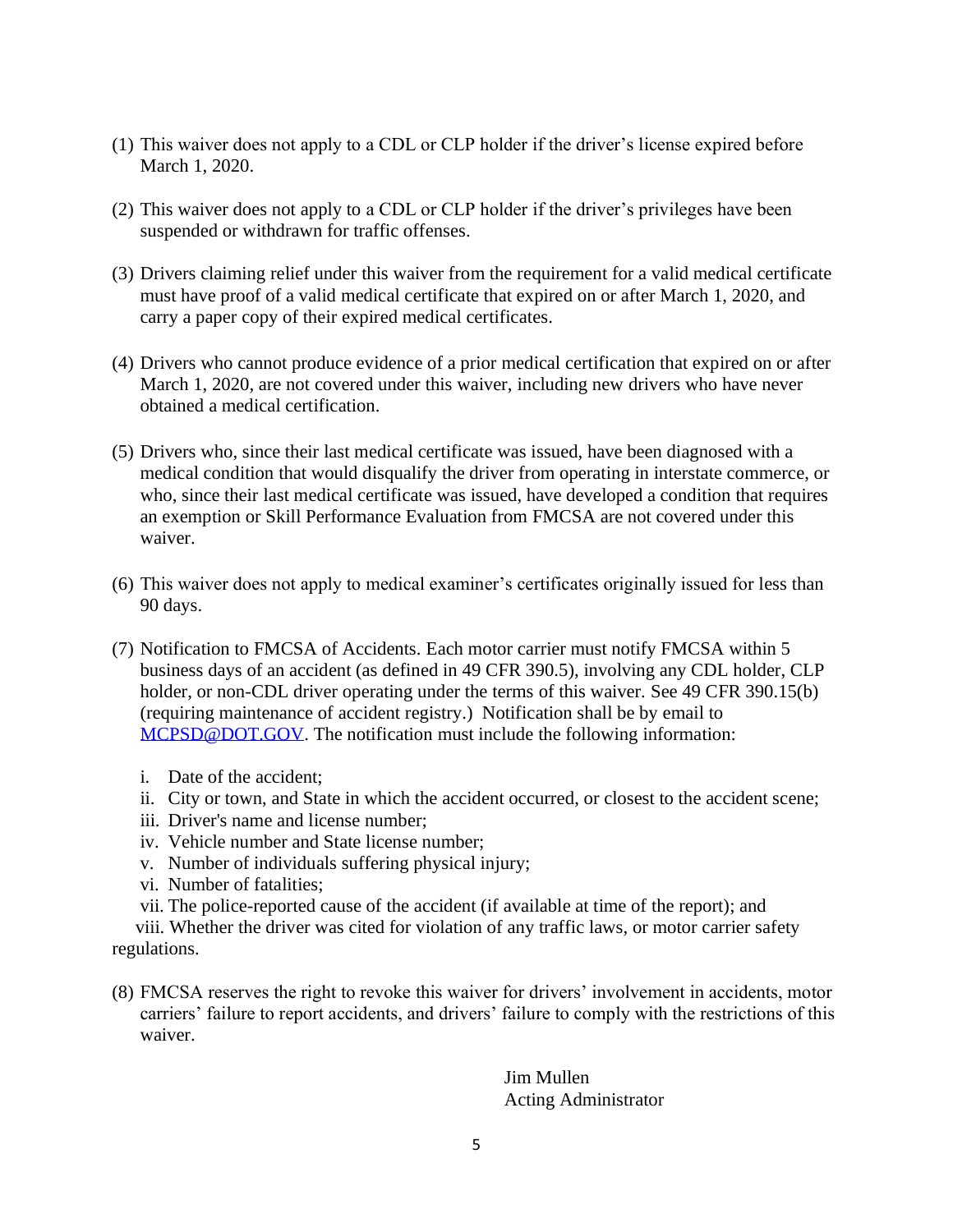(1) This waiver does not apply to a CDL or CLP holder if the driver's license expired before March 1, 2020.

(2) This waiver does not apply to a CDL or CLP holder if the driver's privileges have been suspended or withdrawn for traffic offenses.

(3) Drivers claiming relief under this waiver from the requirement for a valid medical certificate must have proof of a valid medical certificate that expired on or after March 1, 2020, and carry a paper copy of their expired medical certificates.

(4) Drivers who cannot produce evidence of a prior medical certification that expired on or after March 1, 2020, are not covered under this waiver, including new drivers who have never obtained a medical certification.

(5) Drivers who, since their last medical certificate was issued, have been diagnosed with a medical condition that would disqualify the driver from operating in interstate commerce, or who, since their last medical certificate was issued, have developed a condition that requires an exemption or Skill Performance Evaluation from FMCSA are not covered under this waiver.

(6) This waiver does not apply to medical examiner's certificates originally issued for less than 90 days.

(7) Notification to FMCSA of Accidents. Each motor carrier must notify FMCSA within 5 business days of an accident (as defined in 49 CFR 390.5), involving any CDL holder, CLP holder, or non-CDL driver operating under the terms of this waiver. See 49 CFR 390.15(b) (requiring maintenance of accident registry.) Notification shall be by email to MCPSD@DOT.GOV. The notification must include the following information:

   i. Date of the accident;
   ii. City or town, and State in which the accident occurred, or closest to the accident scene;
   iii. Driver's name and license number;
   iv. Vehicle number and State license number;
   v. Number of individuals suffering physical injury;
   vi. Number of fatalities;
   vii. The police-reported cause of the accident (if available at time of the report); and
   viii. Whether the driver was cited for violation of any traffic laws, or motor carrier safety regulations.

(8) FMCSA reserves the right to revoke this waiver for drivers' involvement in accidents, motor carriers' failure to report accidents, and drivers' failure to comply with the restrictions of this waiver.

Jim Mullen
Acting Administrator